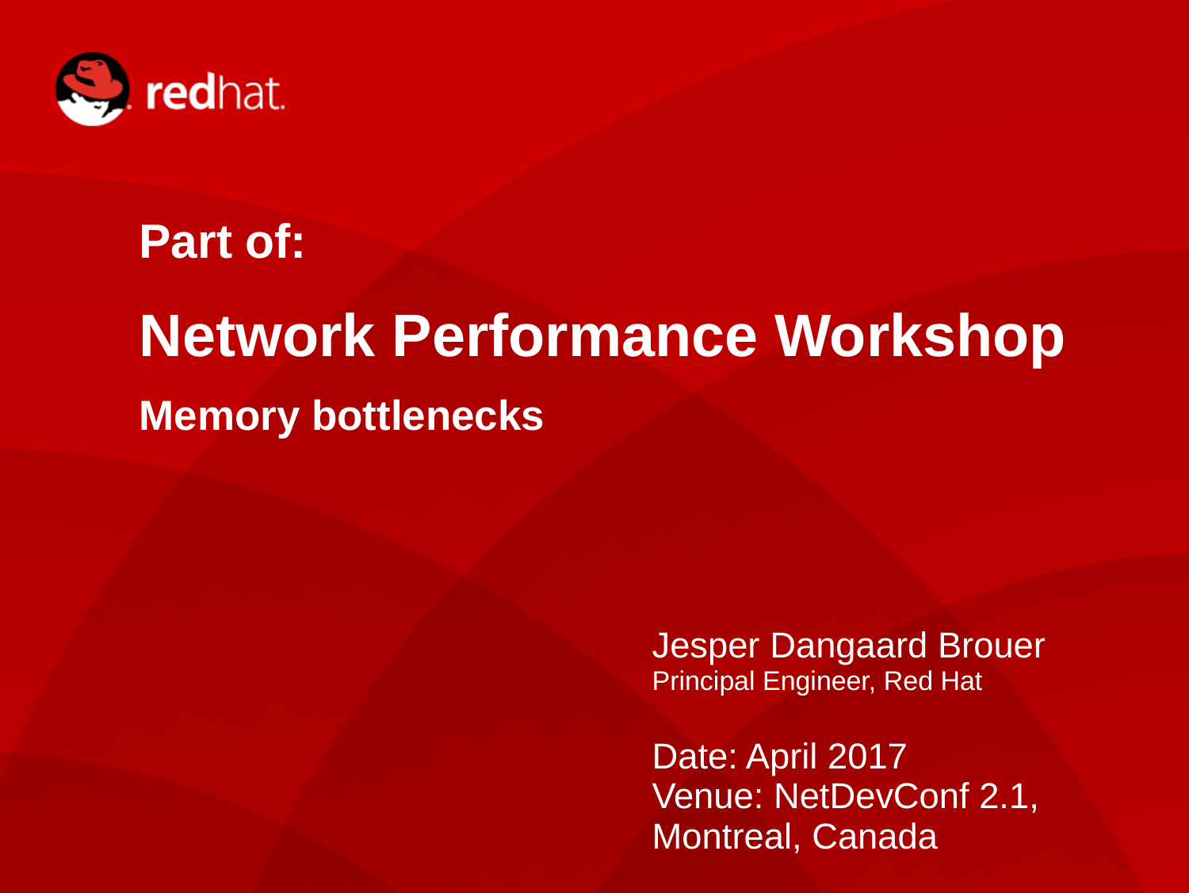**Part of:**

# Network Performance Workshop

## Memory bottlenecks

Jesper Dangaard Brouer
Principal Engineer, Red Hat

Date: April 2017
Venue: NetDevConf 2.1,
Montreal, Canada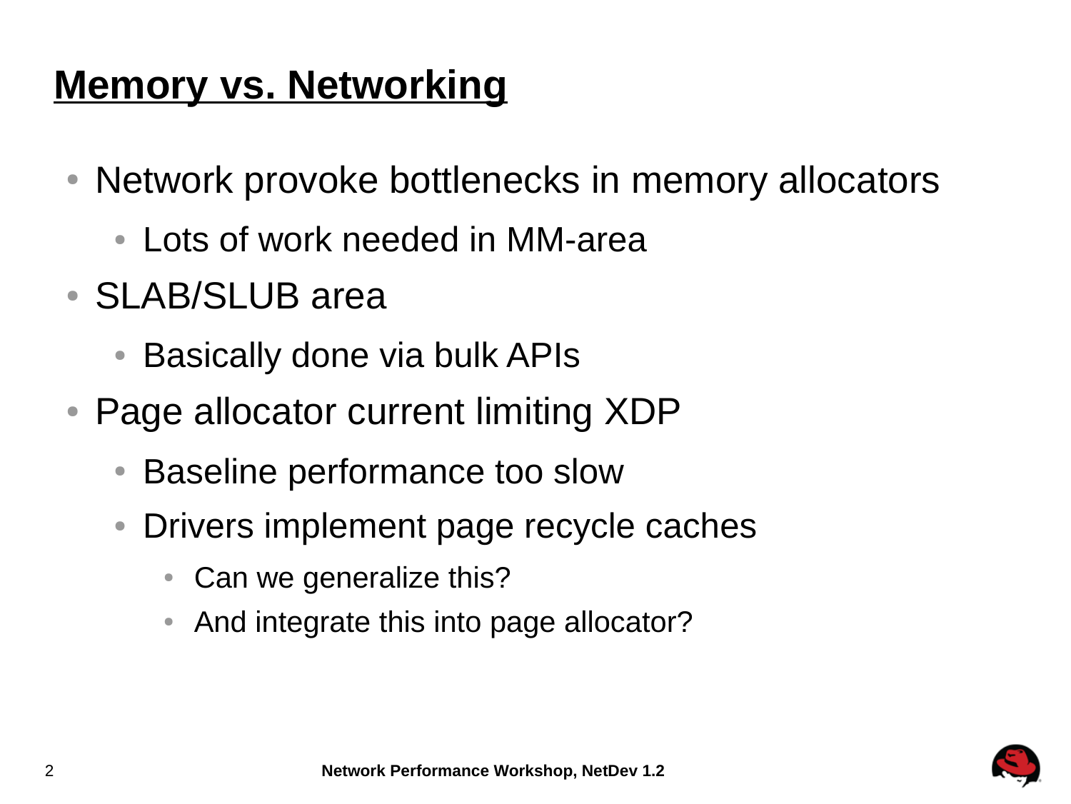# Memory vs. Networking

- Network provoke bottlenecks in memory allocators
  - Lots of work needed in MM-area
- SLAB/SLUB area
  - Basically done via bulk APIs
- Page allocator current limiting XDP
  - Baseline performance too slow
  - Drivers implement page recycle caches
    - Can we generalize this?
    - And integrate this into page allocator?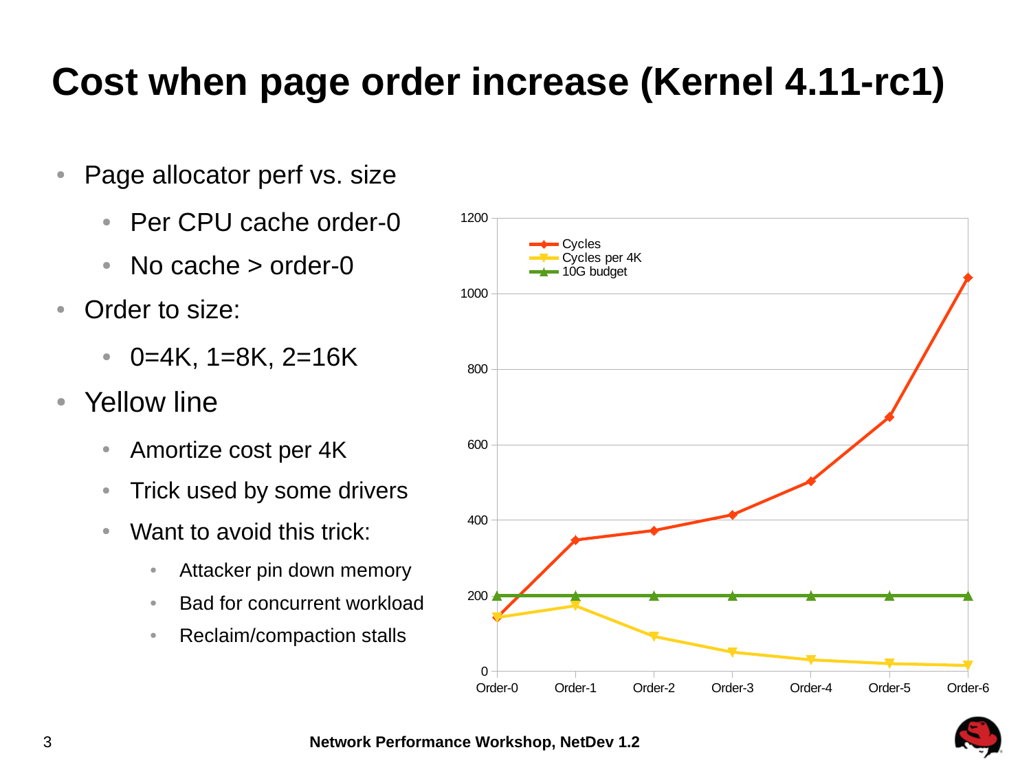# Cost when page order increase (Kernel 4.11-rc1)

- Page allocator perf vs. size
  - Per CPU cache order-0
  - No cache > order-0
- Order to size:
  - 0=4K, 1=8K, 2=16K
- Yellow line
  - Amortize cost per 4K
  - Trick used by some drivers
  - Want to avoid this trick:
    - Attacker pin down memory
    - Bad for concurrent workload
    - Reclaim/compaction stalls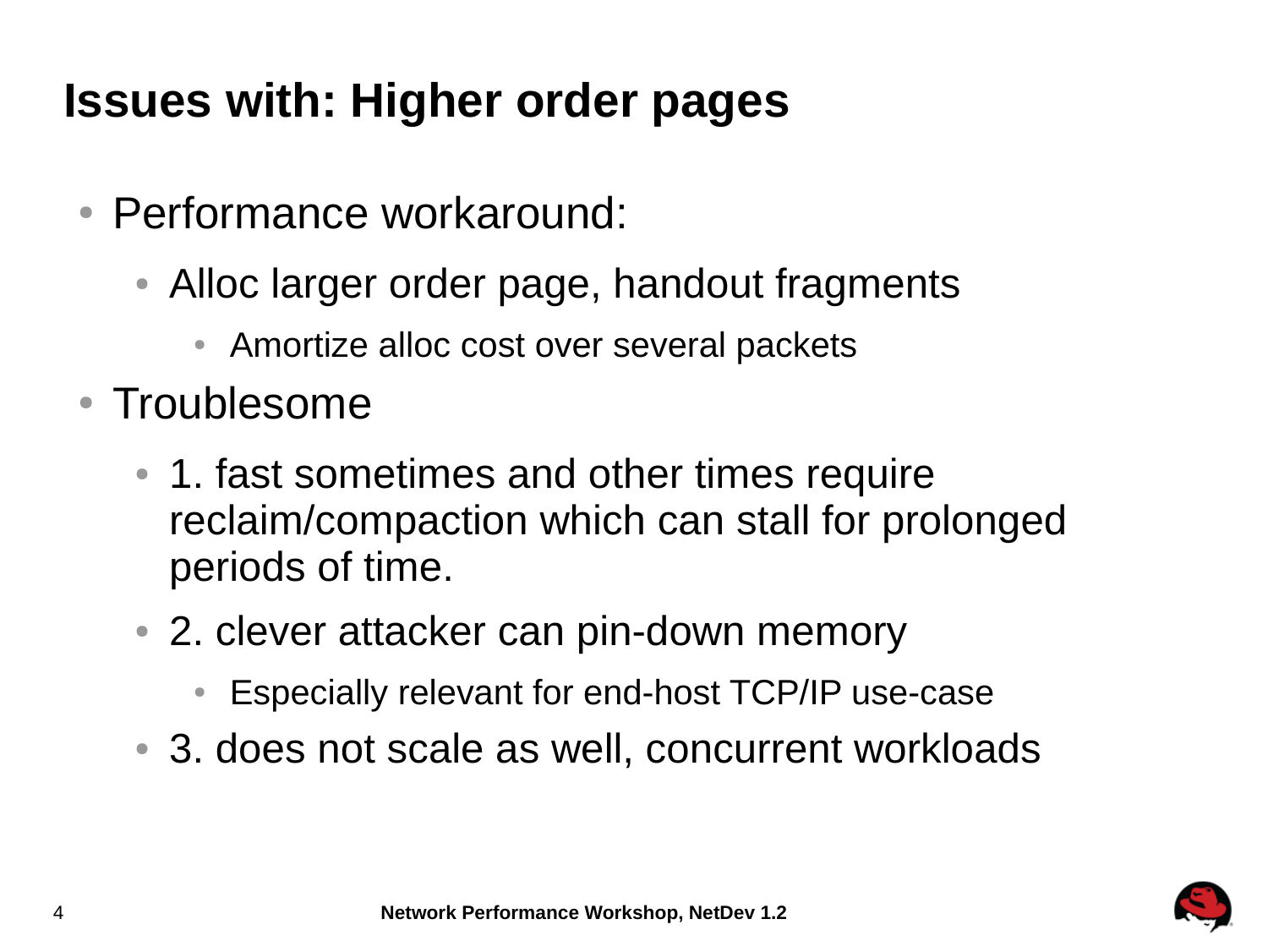# Issues with: Higher order pages

- Performance workaround:
  - Alloc larger order page, handout fragments
    - Amortize alloc cost over several packets
- Troublesome
  - 1. fast sometimes and other times require reclaim/compaction which can stall for prolonged periods of time.
  - 2. clever attacker can pin-down memory
    - Especially relevant for end-host TCP/IP use-case
  - 3. does not scale as well, concurrent workloads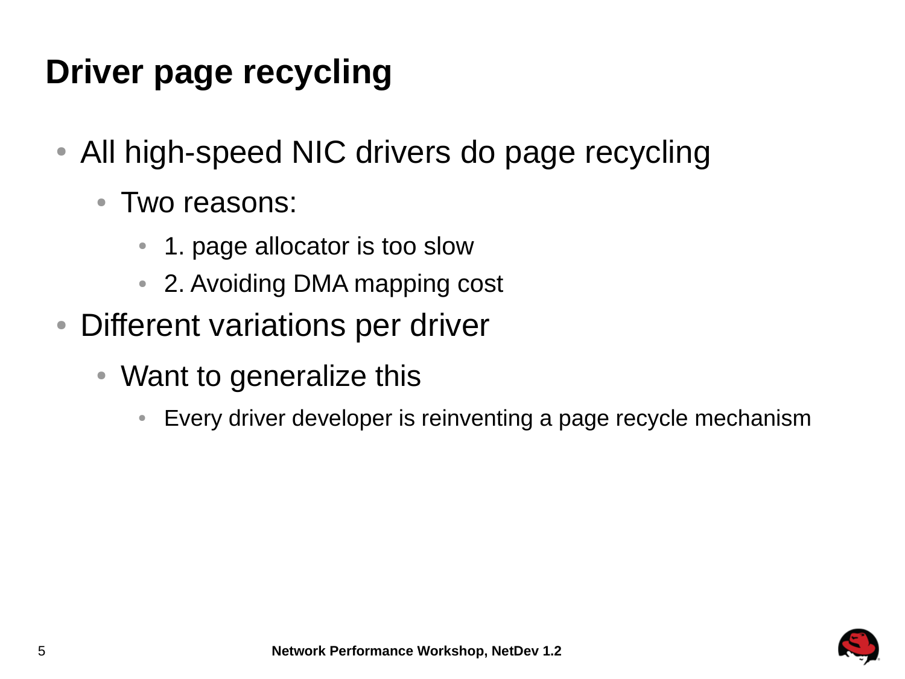# Driver page recycling

- All high-speed NIC drivers do page recycling
  - Two reasons:
    - 1. page allocator is too slow
    - 2. Avoiding DMA mapping cost
- Different variations per driver
  - Want to generalize this
    - Every driver developer is reinventing a page recycle mechanism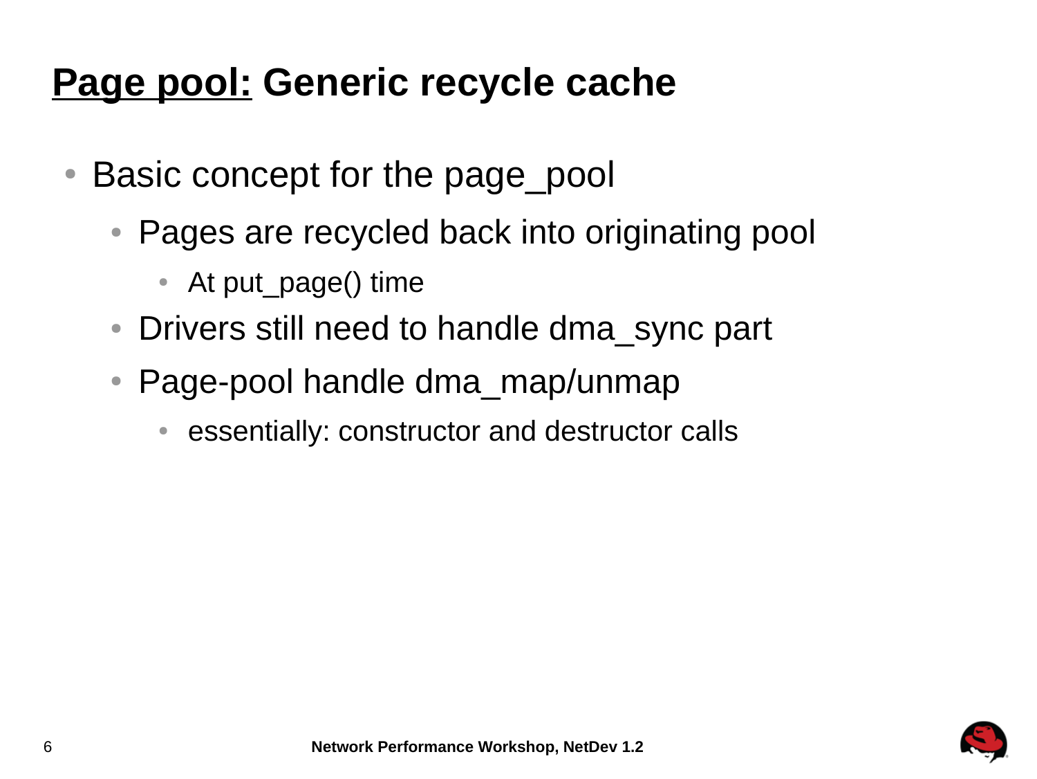# <u>Page pool:</u> Generic recycle cache

- Basic concept for the page_pool
  - Pages are recycled back into originating pool
    - At put_page() time
  - Drivers still need to handle dma_sync part
  - Page-pool handle dma_map/unmap
    - essentially: constructor and destructor calls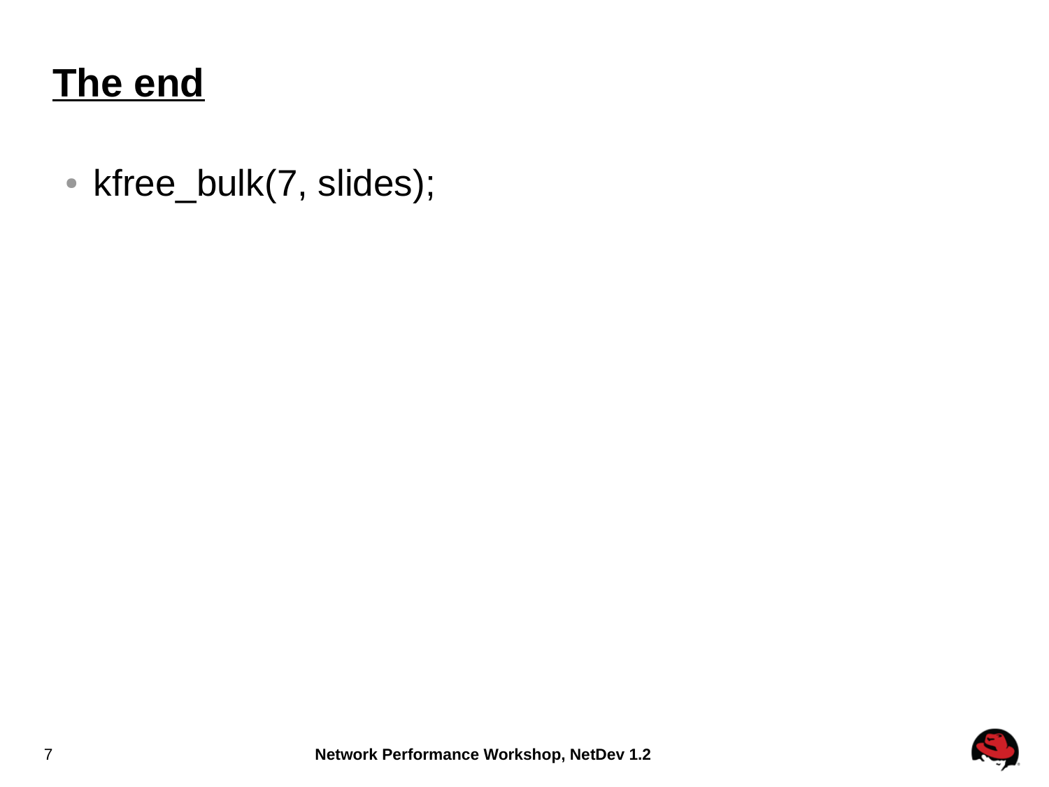# The end

- kfree_bulk(7, slides);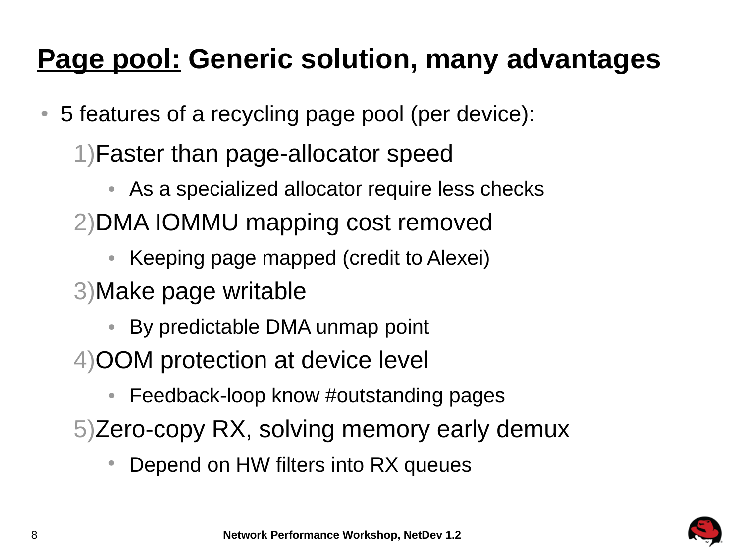# Page pool: Generic solution, many advantages

- 5 features of a recycling page pool (per device):
  1) Faster than page-allocator speed
     - As a specialized allocator require less checks
  2) DMA IOMMU mapping cost removed
     - Keeping page mapped (credit to Alexei)
  3) Make page writable
     - By predictable DMA unmap point
  4) OOM protection at device level
     - Feedback-loop know #outstanding pages
  5) Zero-copy RX, solving memory early demux
     - Depend on HW filters into RX queues